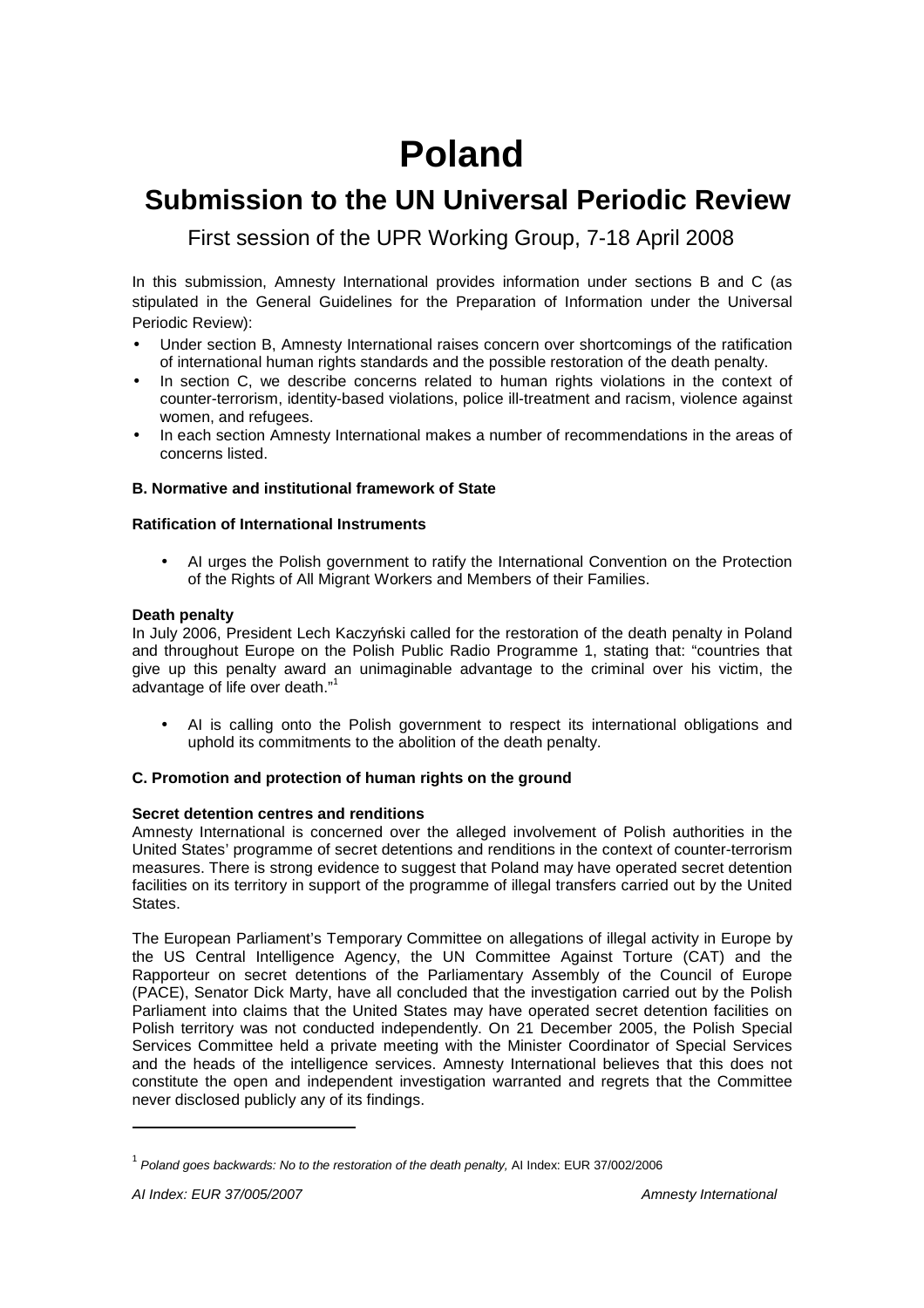# Poland

## Submission to the UN Universal Periodic Review

First session of the UPR Working Group, 7-18 April 2008

In this submission, Amnesty International provides information under sections B and C (as stipulated in the General Guidelines for the Preparation of Information under the Universal Periodic Review):

- Under section B, Amnesty International raises concern over shortcomings of the ratification of international human rights standards and the possible restoration of the death penalty.
- In section C, we describe concerns related to human rights violations in the context of counter-terrorism, identity-based violations, police ill-treatment and racism, violence against women, and refugees.
- In each section Amnesty International makes a number of recommendations in the areas of concerns listed.

### B. Normative and institutional framework of State

#### Ratification of International Instruments

- AI urges the Polish government to ratify the International Convention on the Protection of the Rights of All Migrant Workers and Members of their Families.

#### Death penalty

In July 2006, President Lech Kaczyński called for the restoration of the death penalty in Poland and throughout Europe on the Polish Public Radio Programme 1, stating that: "countries that give up this penalty award an unimaginable advantage to the criminal over his victim, the advantage of life over death."[1]

- AI is calling onto the Polish government to respect its international obligations and uphold its commitments to the abolition of the death penalty.

### C. Promotion and protection of human rights on the ground

#### Secret detention centres and renditions

Amnesty International is concerned over the alleged involvement of Polish authorities in the United States' programme of secret detentions and renditions in the context of counter-terrorism measures. There is strong evidence to suggest that Poland may have operated secret detention facilities on its territory in support of the programme of illegal transfers carried out by the United States.

The European Parliament's Temporary Committee on allegations of illegal activity in Europe by the US Central Intelligence Agency, the UN Committee Against Torture (CAT) and the Rapporteur on secret detentions of the Parliamentary Assembly of the Council of Europe (PACE), Senator Dick Marty, have all concluded that the investigation carried out by the Polish Parliament into claims that the United States may have operated secret detention facilities on Polish territory was not conducted independently. On 21 December 2005, the Polish Special Services Committee held a private meeting with the Minister Coordinator of Special Services and the heads of the intelligence services. Amnesty International believes that this does not constitute the open and independent investigation warranted and regrets that the Committee never disclosed publicly any of its findings.

---

[1] *Poland goes backwards: No to the restoration of the death penalty,* AI Index: EUR 37/002/2006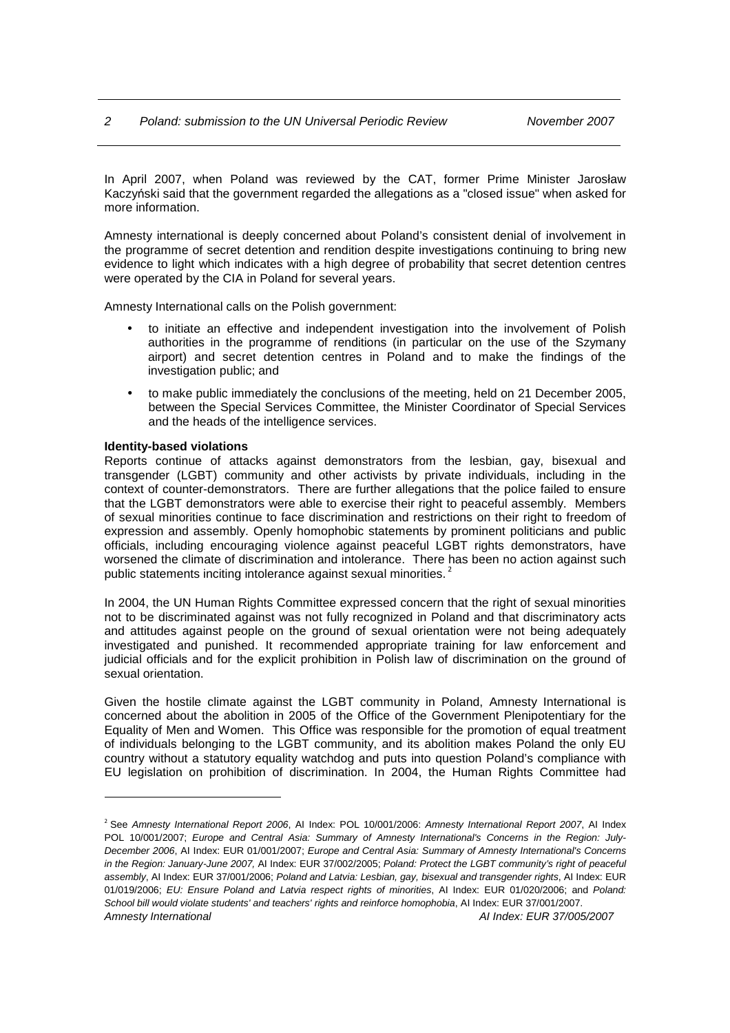In April 2007, when Poland was reviewed by the CAT, former Prime Minister Jarosław Kaczyński said that the government regarded the allegations as a "closed issue" when asked for more information.

Amnesty international is deeply concerned about Poland's consistent denial of involvement in the programme of secret detention and rendition despite investigations continuing to bring new evidence to light which indicates with a high degree of probability that secret detention centres were operated by the CIA in Poland for several years.

Amnesty International calls on the Polish government:

- to initiate an effective and independent investigation into the involvement of Polish authorities in the programme of renditions (in particular on the use of the Szymany airport) and secret detention centres in Poland and to make the findings of the investigation public; and
- to make public immediately the conclusions of the meeting, held on 21 December 2005, between the Special Services Committee, the Minister Coordinator of Special Services and the heads of the intelligence services.

**Identity-based violations**

Reports continue of attacks against demonstrators from the lesbian, gay, bisexual and transgender (LGBT) community and other activists by private individuals, including in the context of counter-demonstrators. There are further allegations that the police failed to ensure that the LGBT demonstrators were able to exercise their right to peaceful assembly. Members of sexual minorities continue to face discrimination and restrictions on their right to freedom of expression and assembly. Openly homophobic statements by prominent politicians and public officials, including encouraging violence against peaceful LGBT rights demonstrators, have worsened the climate of discrimination and intolerance. There has been no action against such public statements inciting intolerance against sexual minorities. [2]

In 2004, the UN Human Rights Committee expressed concern that the right of sexual minorities not to be discriminated against was not fully recognized in Poland and that discriminatory acts and attitudes against people on the ground of sexual orientation were not being adequately investigated and punished. It recommended appropriate training for law enforcement and judicial officials and for the explicit prohibition in Polish law of discrimination on the ground of sexual orientation.

Given the hostile climate against the LGBT community in Poland, Amnesty International is concerned about the abolition in 2005 of the Office of the Government Plenipotentiary for the Equality of Men and Women. This Office was responsible for the promotion of equal treatment of individuals belonging to the LGBT community, and its abolition makes Poland the only EU country without a statutory equality watchdog and puts into question Poland's compliance with EU legislation on prohibition of discrimination. In 2004, the Human Rights Committee had

---

[2] See *Amnesty International Report 2006*, AI Index: POL 10/001/2006: *Amnesty International Report 2007*, AI Index POL 10/001/2007; *Europe and Central Asia: Summary of Amnesty International's Concerns in the Region: July-December 2006*, AI Index: EUR 01/001/2007; *Europe and Central Asia: Summary of Amnesty International's Concerns in the Region: January-June 2007,* AI Index: EUR 37/002/2005; *Poland: Protect the LGBT community's right of peaceful assembly*, AI Index: EUR 37/001/2006; *Poland and Latvia: Lesbian, gay, bisexual and transgender rights*, AI Index: EUR 01/019/2006; *EU: Ensure Poland and Latvia respect rights of minorities*, AI Index: EUR 01/020/2006; and *Poland: School bill would violate students' and teachers' rights and reinforce homophobia*, AI Index: EUR 37/001/2007.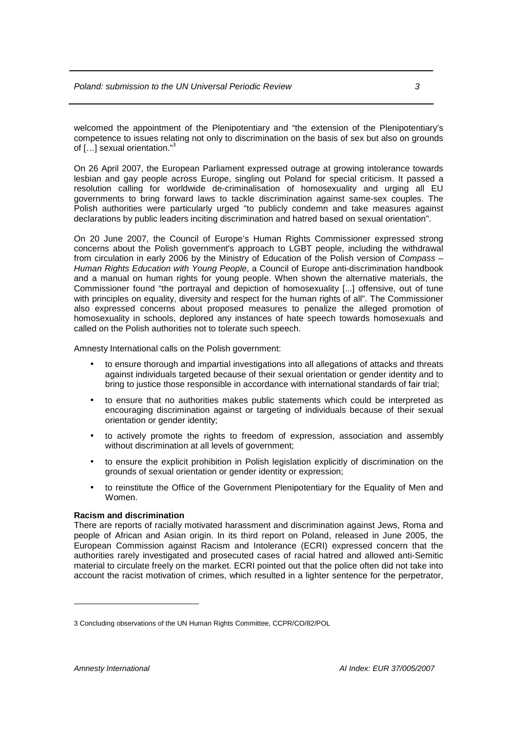welcomed the appointment of the Plenipotentiary and "the extension of the Plenipotentiary's competence to issues relating not only to discrimination on the basis of sex but also on grounds of […] sexual orientation."[3]

On 26 April 2007, the European Parliament expressed outrage at growing intolerance towards lesbian and gay people across Europe, singling out Poland for special criticism. It passed a resolution calling for worldwide de-criminalisation of homosexuality and urging all EU governments to bring forward laws to tackle discrimination against same-sex couples. The Polish authorities were particularly urged "to publicly condemn and take measures against declarations by public leaders inciting discrimination and hatred based on sexual orientation".

On 20 June 2007, the Council of Europe's Human Rights Commissioner expressed strong concerns about the Polish government's approach to LGBT people, including the withdrawal from circulation in early 2006 by the Ministry of Education of the Polish version of *Compass – Human Rights Education with Young People*, a Council of Europe anti-discrimination handbook and a manual on human rights for young people. When shown the alternative materials, the Commissioner found "the portrayal and depiction of homosexuality [...] offensive, out of tune with principles on equality, diversity and respect for the human rights of all". The Commissioner also expressed concerns about proposed measures to penalize the alleged promotion of homosexuality in schools, deplored any instances of hate speech towards homosexuals and called on the Polish authorities not to tolerate such speech.

Amnesty International calls on the Polish government:

- to ensure thorough and impartial investigations into all allegations of attacks and threats against individuals targeted because of their sexual orientation or gender identity and to bring to justice those responsible in accordance with international standards of fair trial;
- to ensure that no authorities makes public statements which could be interpreted as encouraging discrimination against or targeting of individuals because of their sexual orientation or gender identity;
- to actively promote the rights to freedom of expression, association and assembly without discrimination at all levels of government;
- to ensure the explicit prohibition in Polish legislation explicitly of discrimination on the grounds of sexual orientation or gender identity or expression;
- to reinstitute the Office of the Government Plenipotentiary for the Equality of Men and Women.

**Racism and discrimination**

There are reports of racially motivated harassment and discrimination against Jews, Roma and people of African and Asian origin. In its third report on Poland, released in June 2005, the European Commission against Racism and Intolerance (ECRI) expressed concern that the authorities rarely investigated and prosecuted cases of racial hatred and allowed anti-Semitic material to circulate freely on the market. ECRI pointed out that the police often did not take into account the racist motivation of crimes, which resulted in a lighter sentence for the perpetrator,

3 Concluding observations of the UN Human Rights Committee, CCPR/CO/82/POL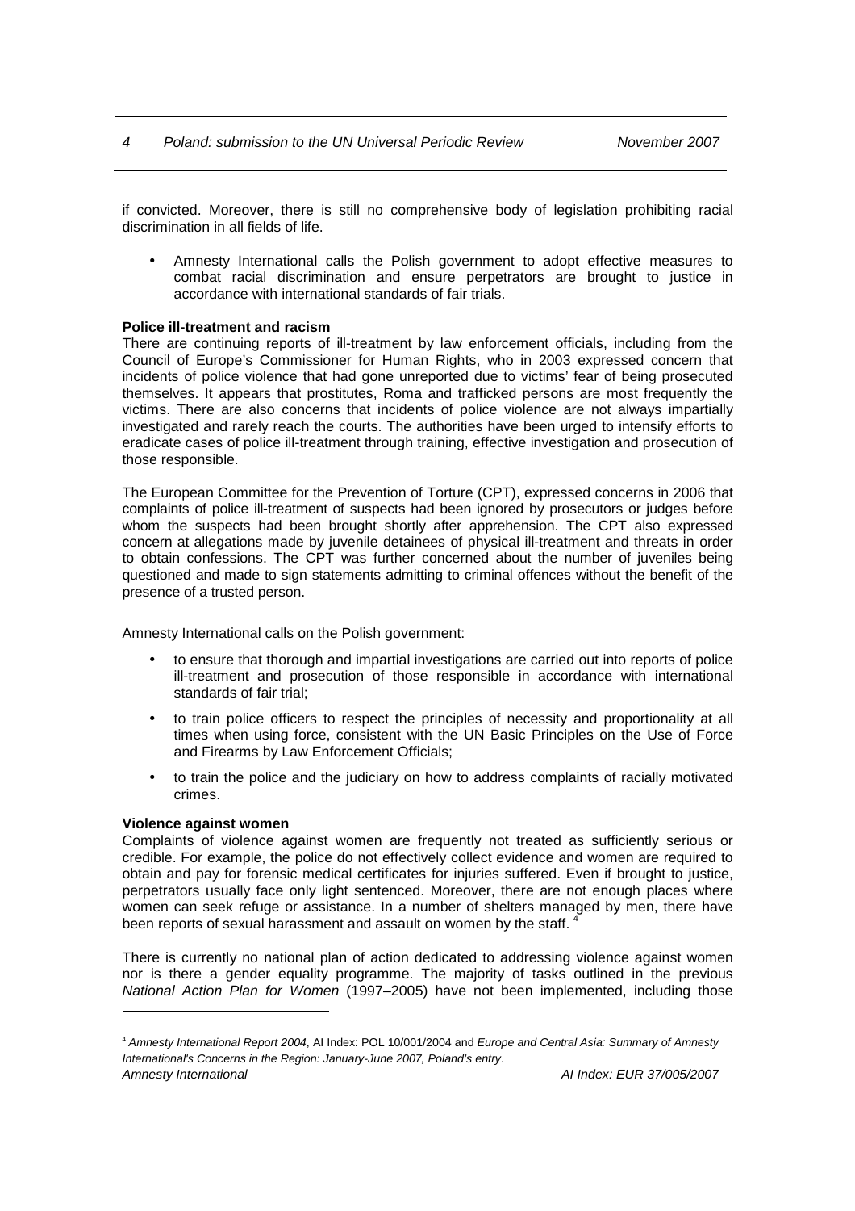if convicted. Moreover, there is still no comprehensive body of legislation prohibiting racial discrimination in all fields of life.

- Amnesty International calls the Polish government to adopt effective measures to combat racial discrimination and ensure perpetrators are brought to justice in accordance with international standards of fair trials.

**Police ill-treatment and racism**

There are continuing reports of ill-treatment by law enforcement officials, including from the Council of Europe's Commissioner for Human Rights, who in 2003 expressed concern that incidents of police violence that had gone unreported due to victims' fear of being prosecuted themselves. It appears that prostitutes, Roma and trafficked persons are most frequently the victims. There are also concerns that incidents of police violence are not always impartially investigated and rarely reach the courts. The authorities have been urged to intensify efforts to eradicate cases of police ill-treatment through training, effective investigation and prosecution of those responsible.

The European Committee for the Prevention of Torture (CPT), expressed concerns in 2006 that complaints of police ill-treatment of suspects had been ignored by prosecutors or judges before whom the suspects had been brought shortly after apprehension. The CPT also expressed concern at allegations made by juvenile detainees of physical ill-treatment and threats in order to obtain confessions. The CPT was further concerned about the number of juveniles being questioned and made to sign statements admitting to criminal offences without the benefit of the presence of a trusted person.

Amnesty International calls on the Polish government:

- to ensure that thorough and impartial investigations are carried out into reports of police ill-treatment and prosecution of those responsible in accordance with international standards of fair trial;
- to train police officers to respect the principles of necessity and proportionality at all times when using force, consistent with the UN Basic Principles on the Use of Force and Firearms by Law Enforcement Officials;
- to train the police and the judiciary on how to address complaints of racially motivated crimes.

**Violence against women**

Complaints of violence against women are frequently not treated as sufficiently serious or credible. For example, the police do not effectively collect evidence and women are required to obtain and pay for forensic medical certificates for injuries suffered. Even if brought to justice, perpetrators usually face only light sentenced. Moreover, there are not enough places where women can seek refuge or assistance. In a number of shelters managed by men, there have been reports of sexual harassment and assault on women by the staff. [4]

There is currently no national plan of action dedicated to addressing violence against women nor is there a gender equality programme. The majority of tasks outlined in the previous *National Action Plan for Women* (1997–2005) have not been implemented, including those

[4] *Amnesty International Report 2004*, AI Index: POL 10/001/2004 and *Europe and Central Asia: Summary of Amnesty International's Concerns in the Region: January-June 2007, Poland's entry*.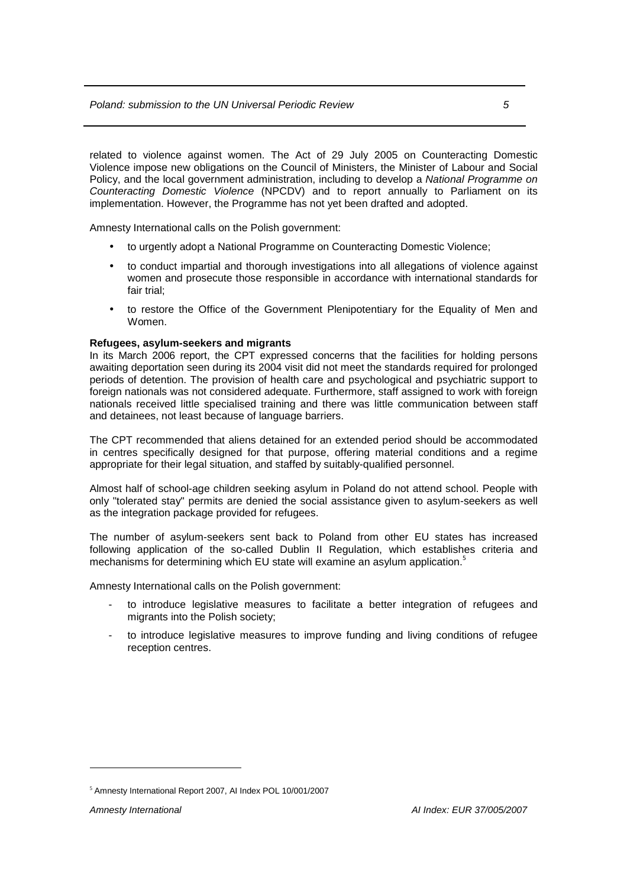related to violence against women. The Act of 29 July 2005 on Counteracting Domestic Violence impose new obligations on the Council of Ministers, the Minister of Labour and Social Policy, and the local government administration, including to develop a *National Programme on Counteracting Domestic Violence* (NPCDV) and to report annually to Parliament on its implementation. However, the Programme has not yet been drafted and adopted.

Amnesty International calls on the Polish government:

- to urgently adopt a National Programme on Counteracting Domestic Violence;
- to conduct impartial and thorough investigations into all allegations of violence against women and prosecute those responsible in accordance with international standards for fair trial;
- to restore the Office of the Government Plenipotentiary for the Equality of Men and Women.

**Refugees, asylum-seekers and migrants**

In its March 2006 report, the CPT expressed concerns that the facilities for holding persons awaiting deportation seen during its 2004 visit did not meet the standards required for prolonged periods of detention. The provision of health care and psychological and psychiatric support to foreign nationals was not considered adequate. Furthermore, staff assigned to work with foreign nationals received little specialised training and there was little communication between staff and detainees, not least because of language barriers.

The CPT recommended that aliens detained for an extended period should be accommodated in centres specifically designed for that purpose, offering material conditions and a regime appropriate for their legal situation, and staffed by suitably-qualified personnel.

Almost half of school-age children seeking asylum in Poland do not attend school. People with only "tolerated stay" permits are denied the social assistance given to asylum-seekers as well as the integration package provided for refugees.

The number of asylum-seekers sent back to Poland from other EU states has increased following application of the so-called Dublin II Regulation, which establishes criteria and mechanisms for determining which EU state will examine an asylum application.[5]

Amnesty International calls on the Polish government:

- to introduce legislative measures to facilitate a better integration of refugees and migrants into the Polish society;
- to introduce legislative measures to improve funding and living conditions of refugee reception centres.

---

[5] Amnesty International Report 2007, AI Index POL 10/001/2007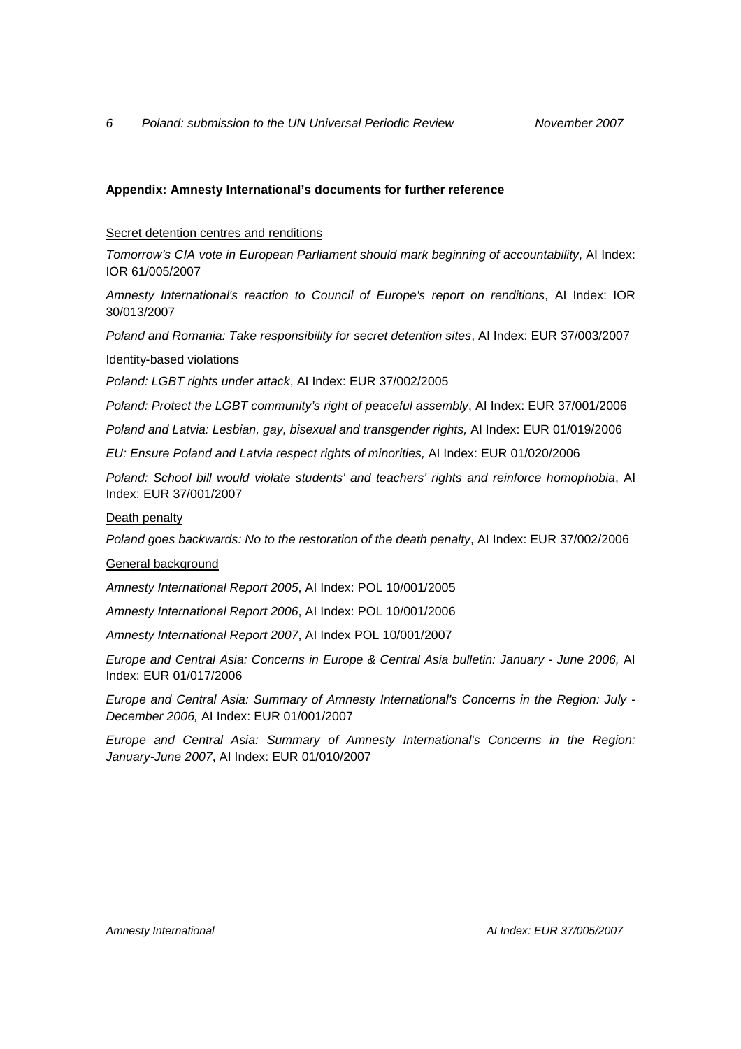**Appendix: Amnesty International's documents for further reference**

Secret detention centres and renditions

*Tomorrow's CIA vote in European Parliament should mark beginning of accountability*, AI Index: IOR 61/005/2007

*Amnesty International's reaction to Council of Europe's report on renditions*, AI Index: IOR 30/013/2007

*Poland and Romania: Take responsibility for secret detention sites*, AI Index: EUR 37/003/2007

Identity-based violations

*Poland: LGBT rights under attack*, AI Index: EUR 37/002/2005

*Poland: Protect the LGBT community's right of peaceful assembly*, AI Index: EUR 37/001/2006

*Poland and Latvia: Lesbian, gay, bisexual and transgender rights,* AI Index: EUR 01/019/2006

*EU: Ensure Poland and Latvia respect rights of minorities,* AI Index: EUR 01/020/2006

*Poland: School bill would violate students' and teachers' rights and reinforce homophobia*, AI Index: EUR 37/001/2007

Death penalty

*Poland goes backwards: No to the restoration of the death penalty*, AI Index: EUR 37/002/2006

General background

*Amnesty International Report 2005*, AI Index: POL 10/001/2005

*Amnesty International Report 2006*, AI Index: POL 10/001/2006

*Amnesty International Report 2007*, AI Index POL 10/001/2007

*Europe and Central Asia: Concerns in Europe & Central Asia bulletin: January - June 2006,* AI Index: EUR 01/017/2006

*Europe and Central Asia: Summary of Amnesty International's Concerns in the Region: July - December 2006,* AI Index: EUR 01/001/2007

*Europe and Central Asia: Summary of Amnesty International's Concerns in the Region: January-June 2007*, AI Index: EUR 01/010/2007